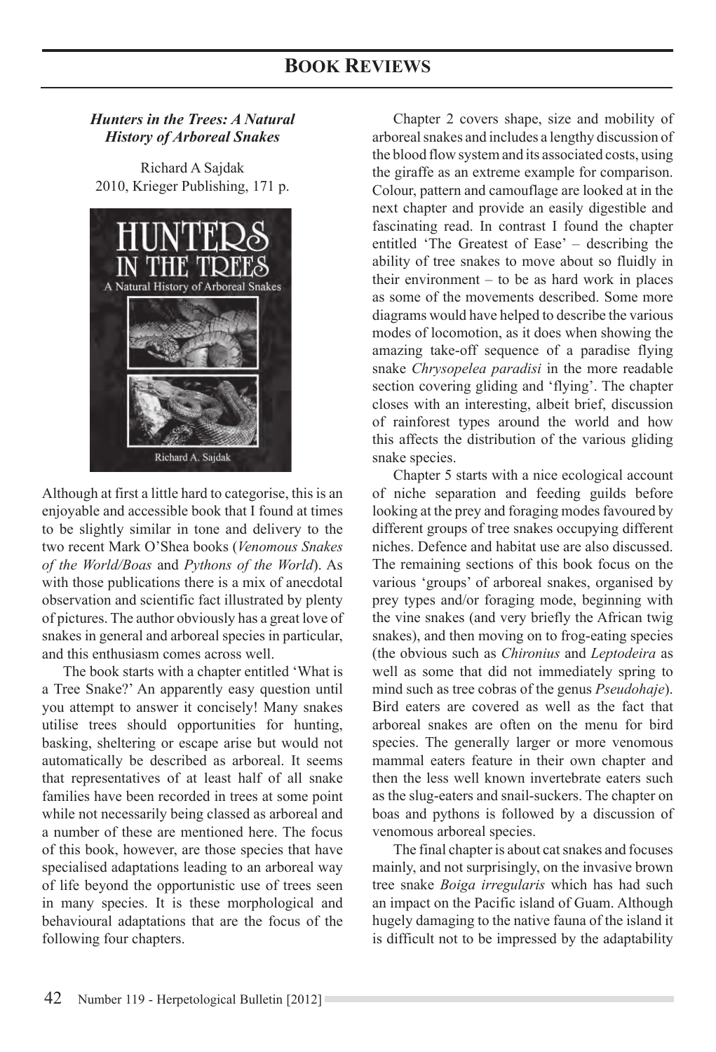# BOOK REVIEWS

***Hunters in the Trees: A Natural History of Arboreal Snakes***

Richard A Sajdak
2010, Krieger Publishing, 171 p.

Although at first a little hard to categorise, this is an enjoyable and accessible book that I found at times to be slightly similar in tone and delivery to the two recent Mark O'Shea books (*Venomous Snakes of the World/Boas* and *Pythons of the World*). As with those publications there is a mix of anecdotal observation and scientific fact illustrated by plenty of pictures. The author obviously has a great love of snakes in general and arboreal species in particular, and this enthusiasm comes across well.

The book starts with a chapter entitled 'What is a Tree Snake?' An apparently easy question until you attempt to answer it concisely! Many snakes utilise trees should opportunities for hunting, basking, sheltering or escape arise but would not automatically be described as arboreal. It seems that representatives of at least half of all snake families have been recorded in trees at some point while not necessarily being classed as arboreal and a number of these are mentioned here. The focus of this book, however, are those species that have specialised adaptations leading to an arboreal way of life beyond the opportunistic use of trees seen in many species. It is these morphological and behavioural adaptations that are the focus of the following four chapters.

Chapter 2 covers shape, size and mobility of arboreal snakes and includes a lengthy discussion of the blood flow system and its associated costs, using the giraffe as an extreme example for comparison. Colour, pattern and camouflage are looked at in the next chapter and provide an easily digestible and fascinating read. In contrast I found the chapter entitled 'The Greatest of Ease' – describing the ability of tree snakes to move about so fluidly in their environment – to be as hard work in places as some of the movements described. Some more diagrams would have helped to describe the various modes of locomotion, as it does when showing the amazing take-off sequence of a paradise flying snake *Chrysopelea paradisi* in the more readable section covering gliding and 'flying'. The chapter closes with an interesting, albeit brief, discussion of rainforest types around the world and how this affects the distribution of the various gliding snake species.

Chapter 5 starts with a nice ecological account of niche separation and feeding guilds before looking at the prey and foraging modes favoured by different groups of tree snakes occupying different niches. Defence and habitat use are also discussed. The remaining sections of this book focus on the various 'groups' of arboreal snakes, organised by prey types and/or foraging mode, beginning with the vine snakes (and very briefly the African twig snakes), and then moving on to frog-eating species (the obvious such as *Chironius* and *Leptodeira* as well as some that did not immediately spring to mind such as tree cobras of the genus *Pseudohaje*). Bird eaters are covered as well as the fact that arboreal snakes are often on the menu for bird species. The generally larger or more venomous mammal eaters feature in their own chapter and then the less well known invertebrate eaters such as the slug-eaters and snail-suckers. The chapter on boas and pythons is followed by a discussion of venomous arboreal species.

The final chapter is about cat snakes and focuses mainly, and not surprisingly, on the invasive brown tree snake *Boiga irregularis* which has had such an impact on the Pacific island of Guam. Although hugely damaging to the native fauna of the island it is difficult not to be impressed by the adaptability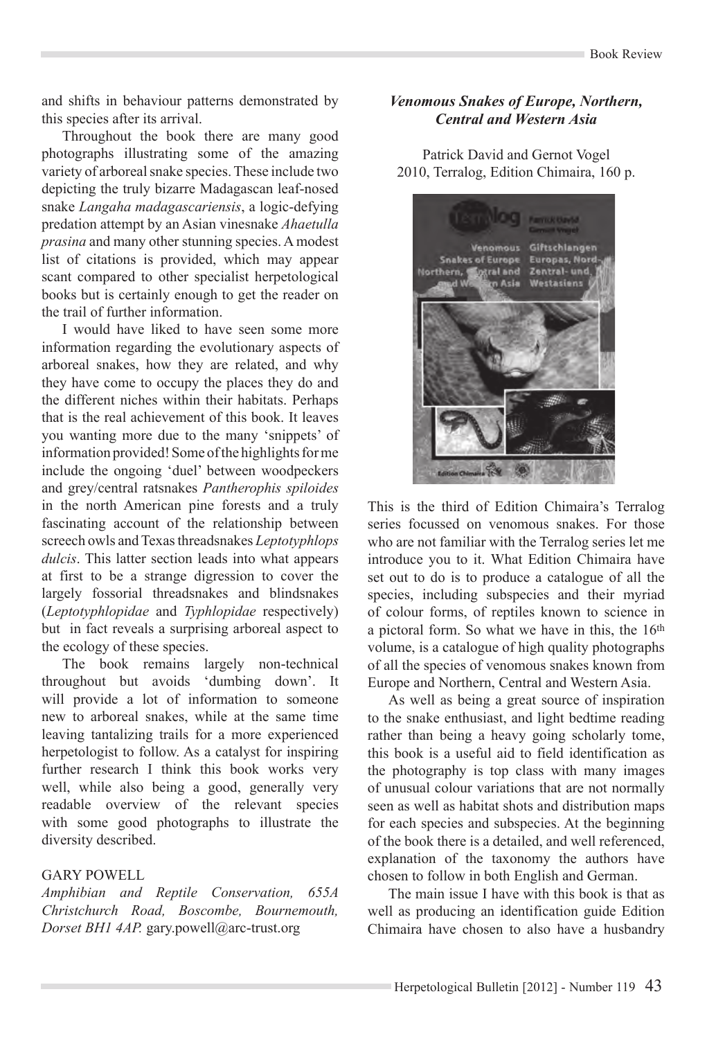and shifts in behaviour patterns demonstrated by this species after its arrival.

Throughout the book there are many good photographs illustrating some of the amazing variety of arboreal snake species. These include two depicting the truly bizarre Madagascan leaf-nosed snake *Langaha madagascariensis*, a logic-defying predation attempt by an Asian vinesnake *Ahaetulla prasina* and many other stunning species. A modest list of citations is provided, which may appear scant compared to other specialist herpetological books but is certainly enough to get the reader on the trail of further information.

I would have liked to have seen some more information regarding the evolutionary aspects of arboreal snakes, how they are related, and why they have come to occupy the places they do and the different niches within their habitats. Perhaps that is the real achievement of this book. It leaves you wanting more due to the many 'snippets' of information provided! Some of the highlights for me include the ongoing 'duel' between woodpeckers and grey/central ratsnakes *Pantherophis spiloides* in the north American pine forests and a truly fascinating account of the relationship between screech owls and Texas threadsnakes *Leptotyphlops dulcis*. This latter section leads into what appears at first to be a strange digression to cover the largely fossorial threadsnakes and blindsnakes (*Leptotyphlopidae* and *Typhlopidae* respectively) but in fact reveals a surprising arboreal aspect to the ecology of these species.

The book remains largely non-technical throughout but avoids 'dumbing down'. It will provide a lot of information to someone new to arboreal snakes, while at the same time leaving tantalizing trails for a more experienced herpetologist to follow. As a catalyst for inspiring further research I think this book works very well, while also being a good, generally very readable overview of the relevant species with some good photographs to illustrate the diversity described.

GARY POWELL

*Amphibian and Reptile Conservation, 655A Christchurch Road, Boscombe, Bournemouth, Dorset BH1 4AP.* gary.powell@arc-trust.org

### *Venomous Snakes of Europe, Northern, Central and Western Asia*

Patrick David and Gernot Vogel
2010, Terralog, Edition Chimaira, 160 p.

This is the third of Edition Chimaira's Terralog series focussed on venomous snakes. For those who are not familiar with the Terralog series let me introduce you to it. What Edition Chimaira have set out to do is to produce a catalogue of all the species, including subspecies and their myriad of colour forms, of reptiles known to science in a pictoral form. So what we have in this, the 16th volume, is a catalogue of high quality photographs of all the species of venomous snakes known from Europe and Northern, Central and Western Asia.

As well as being a great source of inspiration to the snake enthusiast, and light bedtime reading rather than being a heavy going scholarly tome, this book is a useful aid to field identification as the photography is top class with many images of unusual colour variations that are not normally seen as well as habitat shots and distribution maps for each species and subspecies. At the beginning of the book there is a detailed, and well referenced, explanation of the taxonomy the authors have chosen to follow in both English and German.

The main issue I have with this book is that as well as producing an identification guide Edition Chimaira have chosen to also have a husbandry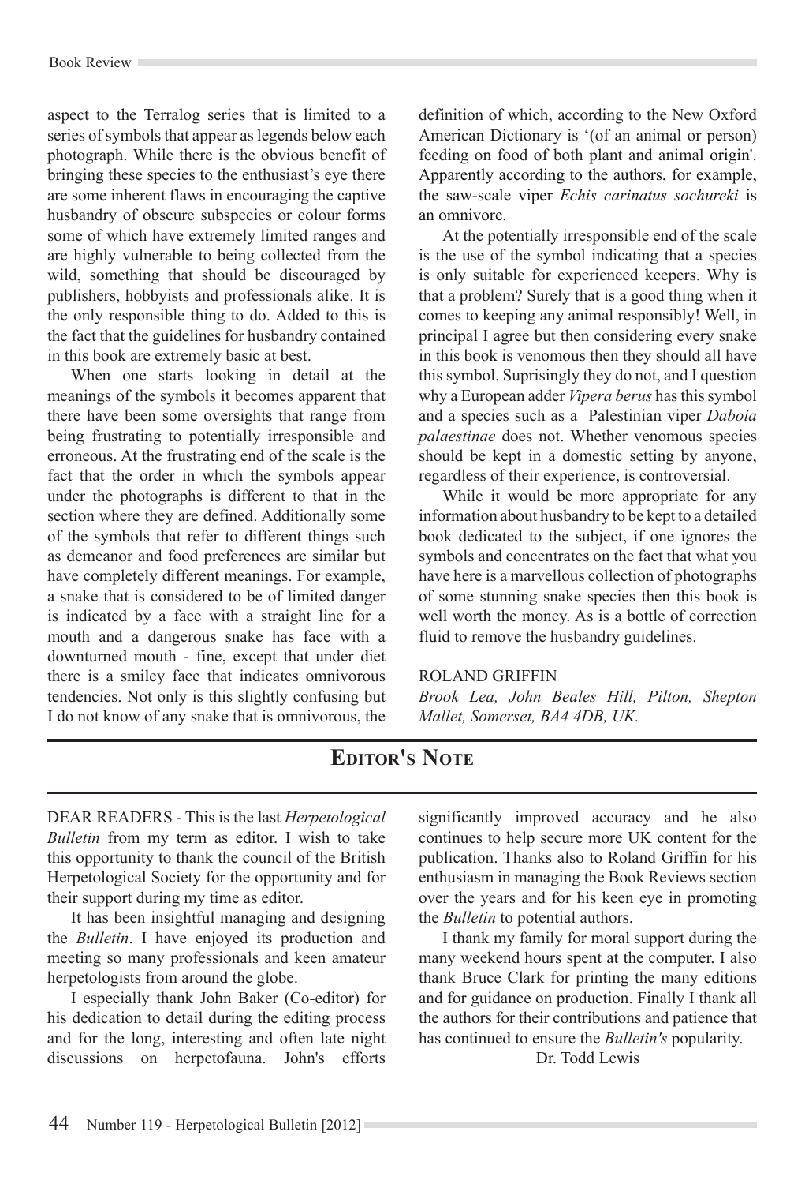aspect to the Terralog series that is limited to a series of symbols that appear as legends below each photograph. While there is the obvious benefit of bringing these species to the enthusiast's eye there are some inherent flaws in encouraging the captive husbandry of obscure subspecies or colour forms some of which have extremely limited ranges and are highly vulnerable to being collected from the wild, something that should be discouraged by publishers, hobbyists and professionals alike. It is the only responsible thing to do. Added to this is the fact that the guidelines for husbandry contained in this book are extremely basic at best.

When one starts looking in detail at the meanings of the symbols it becomes apparent that there have been some oversights that range from being frustrating to potentially irresponsible and erroneous. At the frustrating end of the scale is the fact that the order in which the symbols appear under the photographs is different to that in the section where they are defined. Additionally some of the symbols that refer to different things such as demeanor and food preferences are similar but have completely different meanings. For example, a snake that is considered to be of limited danger is indicated by a face with a straight line for a mouth and a dangerous snake has face with a downturned mouth - fine, except that under diet there is a smiley face that indicates omnivorous tendencies. Not only is this slightly confusing but I do not know of any snake that is omnivorous, the definition of which, according to the New Oxford American Dictionary is '(of an animal or person) feeding on food of both plant and animal origin'. Apparently according to the authors, for example, the saw-scale viper *Echis carinatus sochureki* is an omnivore.

At the potentially irresponsible end of the scale is the use of the symbol indicating that a species is only suitable for experienced keepers. Why is that a problem? Surely that is a good thing when it comes to keeping any animal responsibly! Well, in principal I agree but then considering every snake in this book is venomous then they should all have this symbol. Suprisingly they do not, and I question why a European adder *Vipera berus* has this symbol and a species such as a Palestinian viper *Daboia palaestinae* does not. Whether venomous species should be kept in a domestic setting by anyone, regardless of their experience, is controversial.

While it would be more appropriate for any information about husbandry to be kept to a detailed book dedicated to the subject, if one ignores the symbols and concentrates on the fact that what you have here is a marvellous collection of photographs of some stunning snake species then this book is well worth the money. As is a bottle of correction fluid to remove the husbandry guidelines.

ROLAND GRIFFIN
*Brook Lea, John Beales Hill, Pilton, Shepton Mallet, Somerset, BA4 4DB, UK.*

## Editor's Note

DEAR READERS - This is the last *Herpetological Bulletin* from my term as editor. I wish to take this opportunity to thank the council of the British Herpetological Society for the opportunity and for their support during my time as editor.

It has been insightful managing and designing the *Bulletin*. I have enjoyed its production and meeting so many professionals and keen amateur herpetologists from around the globe.

I especially thank John Baker (Co-editor) for his dedication to detail during the editing process and for the long, interesting and often late night discussions on herpetofauna. John's efforts significantly improved accuracy and he also continues to help secure more UK content for the publication. Thanks also to Roland Griffin for his enthusiasm in managing the Book Reviews section over the years and for his keen eye in promoting the *Bulletin* to potential authors.

I thank my family for moral support during the many weekend hours spent at the computer. I also thank Bruce Clark for printing the many editions and for guidance on production. Finally I thank all the authors for their contributions and patience that has continued to ensure the *Bulletin's* popularity.

Dr. Todd Lewis